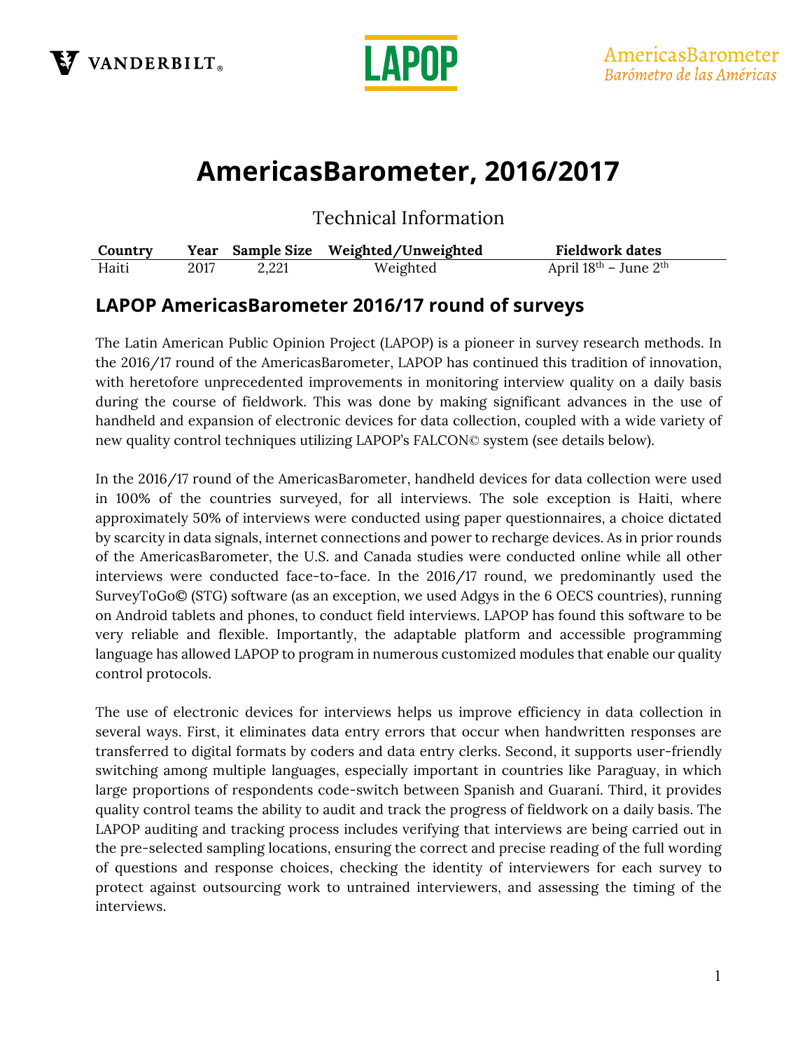VANDERBILT®

LAPOP

AmericasBarometer
*Barómetro de las Américas*

# AmericasBarometer, 2016/2017

Technical Information

| Country | Year | Sample Size | Weighted/Unweighted | Fieldwork dates |
|---|---|---|---|---|
| Haiti | 2017 | 2,221 | Weighted | April 18th – June 2th |

## LAPOP AmericasBarometer 2016/17 round of surveys

The Latin American Public Opinion Project (LAPOP) is a pioneer in survey research methods. In the 2016/17 round of the AmericasBarometer, LAPOP has continued this tradition of innovation, with heretofore unprecedented improvements in monitoring interview quality on a daily basis during the course of fieldwork. This was done by making significant advances in the use of handheld and expansion of electronic devices for data collection, coupled with a wide variety of new quality control techniques utilizing LAPOP's FALCON© system (see details below).

In the 2016/17 round of the AmericasBarometer, handheld devices for data collection were used in 100% of the countries surveyed, for all interviews. The sole exception is Haiti, where approximately 50% of interviews were conducted using paper questionnaires, a choice dictated by scarcity in data signals, internet connections and power to recharge devices. As in prior rounds of the AmericasBarometer, the U.S. and Canada studies were conducted online while all other interviews were conducted face-to-face. In the 2016/17 round, we predominantly used the SurveyToGo© (STG) software (as an exception, we used Adgys in the 6 OECS countries), running on Android tablets and phones, to conduct field interviews. LAPOP has found this software to be very reliable and flexible. Importantly, the adaptable platform and accessible programming language has allowed LAPOP to program in numerous customized modules that enable our quality control protocols.

The use of electronic devices for interviews helps us improve efficiency in data collection in several ways. First, it eliminates data entry errors that occur when handwritten responses are transferred to digital formats by coders and data entry clerks. Second, it supports user-friendly switching among multiple languages, especially important in countries like Paraguay, in which large proportions of respondents code-switch between Spanish and Guaraní. Third, it provides quality control teams the ability to audit and track the progress of fieldwork on a daily basis. The LAPOP auditing and tracking process includes verifying that interviews are being carried out in the pre-selected sampling locations, ensuring the correct and precise reading of the full wording of questions and response choices, checking the identity of interviewers for each survey to protect against outsourcing work to untrained interviewers, and assessing the timing of the interviews.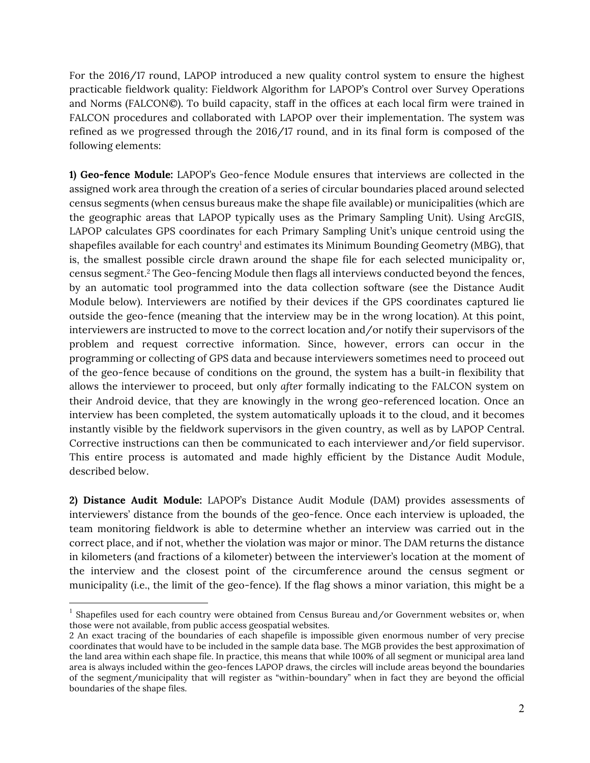For the 2016/17 round, LAPOP introduced a new quality control system to ensure the highest practicable fieldwork quality: Fieldwork Algorithm for LAPOP's Control over Survey Operations and Norms (FALCON©). To build capacity, staff in the offices at each local firm were trained in FALCON procedures and collaborated with LAPOP over their implementation. The system was refined as we progressed through the 2016/17 round, and in its final form is composed of the following elements:

**1) Geo-fence Module:** LAPOP's Geo-fence Module ensures that interviews are collected in the assigned work area through the creation of a series of circular boundaries placed around selected census segments (when census bureaus make the shape file available) or municipalities (which are the geographic areas that LAPOP typically uses as the Primary Sampling Unit). Using ArcGIS, LAPOP calculates GPS coordinates for each Primary Sampling Unit's unique centroid using the shapefiles available for each country[1] and estimates its Minimum Bounding Geometry (MBG), that is, the smallest possible circle drawn around the shape file for each selected municipality or, census segment.[2] The Geo-fencing Module then flags all interviews conducted beyond the fences, by an automatic tool programmed into the data collection software (see the Distance Audit Module below). Interviewers are notified by their devices if the GPS coordinates captured lie outside the geo-fence (meaning that the interview may be in the wrong location). At this point, interviewers are instructed to move to the correct location and/or notify their supervisors of the problem and request corrective information. Since, however, errors can occur in the programming or collecting of GPS data and because interviewers sometimes need to proceed out of the geo-fence because of conditions on the ground, the system has a built-in flexibility that allows the interviewer to proceed, but only *after* formally indicating to the FALCON system on their Android device, that they are knowingly in the wrong geo-referenced location. Once an interview has been completed, the system automatically uploads it to the cloud, and it becomes instantly visible by the fieldwork supervisors in the given country, as well as by LAPOP Central. Corrective instructions can then be communicated to each interviewer and/or field supervisor. This entire process is automated and made highly efficient by the Distance Audit Module, described below.

**2) Distance Audit Module:** LAPOP's Distance Audit Module (DAM) provides assessments of interviewers' distance from the bounds of the geo-fence. Once each interview is uploaded, the team monitoring fieldwork is able to determine whether an interview was carried out in the correct place, and if not, whether the violation was major or minor. The DAM returns the distance in kilometers (and fractions of a kilometer) between the interviewer's location at the moment of the interview and the closest point of the circumference around the census segment or municipality (i.e., the limit of the geo-fence). If the flag shows a minor variation, this might be a

---

[1] Shapefiles used for each country were obtained from Census Bureau and/or Government websites or, when those were not available, from public access geospatial websites.

[2] An exact tracing of the boundaries of each shapefile is impossible given enormous number of very precise coordinates that would have to be included in the sample data base. The MGB provides the best approximation of the land area within each shape file. In practice, this means that while 100% of all segment or municipal area land area is always included within the geo-fences LAPOP draws, the circles will include areas beyond the boundaries of the segment/municipality that will register as "within-boundary" when in fact they are beyond the official boundaries of the shape files.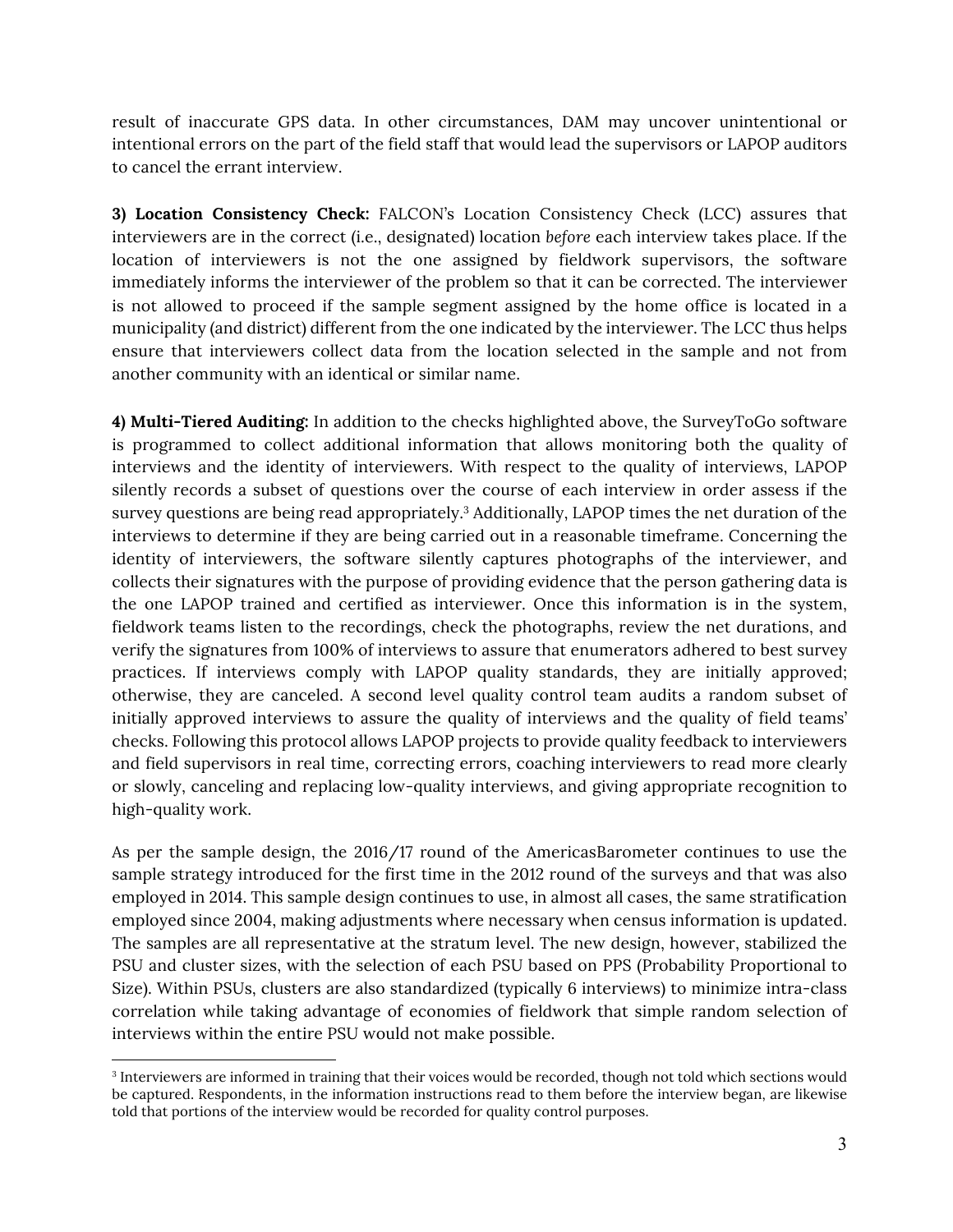result of inaccurate GPS data. In other circumstances, DAM may uncover unintentional or intentional errors on the part of the field staff that would lead the supervisors or LAPOP auditors to cancel the errant interview.

**3) Location Consistency Check:** FALCON's Location Consistency Check (LCC) assures that interviewers are in the correct (i.e., designated) location *before* each interview takes place. If the location of interviewers is not the one assigned by fieldwork supervisors, the software immediately informs the interviewer of the problem so that it can be corrected. The interviewer is not allowed to proceed if the sample segment assigned by the home office is located in a municipality (and district) different from the one indicated by the interviewer. The LCC thus helps ensure that interviewers collect data from the location selected in the sample and not from another community with an identical or similar name.

**4) Multi-Tiered Auditing:** In addition to the checks highlighted above, the SurveyToGo software is programmed to collect additional information that allows monitoring both the quality of interviews and the identity of interviewers. With respect to the quality of interviews, LAPOP silently records a subset of questions over the course of each interview in order assess if the survey questions are being read appropriately.[3] Additionally, LAPOP times the net duration of the interviews to determine if they are being carried out in a reasonable timeframe. Concerning the identity of interviewers, the software silently captures photographs of the interviewer, and collects their signatures with the purpose of providing evidence that the person gathering data is the one LAPOP trained and certified as interviewer. Once this information is in the system, fieldwork teams listen to the recordings, check the photographs, review the net durations, and verify the signatures from 100% of interviews to assure that enumerators adhered to best survey practices. If interviews comply with LAPOP quality standards, they are initially approved; otherwise, they are canceled. A second level quality control team audits a random subset of initially approved interviews to assure the quality of interviews and the quality of field teams' checks. Following this protocol allows LAPOP projects to provide quality feedback to interviewers and field supervisors in real time, correcting errors, coaching interviewers to read more clearly or slowly, canceling and replacing low-quality interviews, and giving appropriate recognition to high-quality work.

As per the sample design, the 2016/17 round of the AmericasBarometer continues to use the sample strategy introduced for the first time in the 2012 round of the surveys and that was also employed in 2014. This sample design continues to use, in almost all cases, the same stratification employed since 2004, making adjustments where necessary when census information is updated. The samples are all representative at the stratum level. The new design, however, stabilized the PSU and cluster sizes, with the selection of each PSU based on PPS (Probability Proportional to Size). Within PSUs, clusters are also standardized (typically 6 interviews) to minimize intra-class correlation while taking advantage of economies of fieldwork that simple random selection of interviews within the entire PSU would not make possible.

[3] Interviewers are informed in training that their voices would be recorded, though not told which sections would be captured. Respondents, in the information instructions read to them before the interview began, are likewise told that portions of the interview would be recorded for quality control purposes.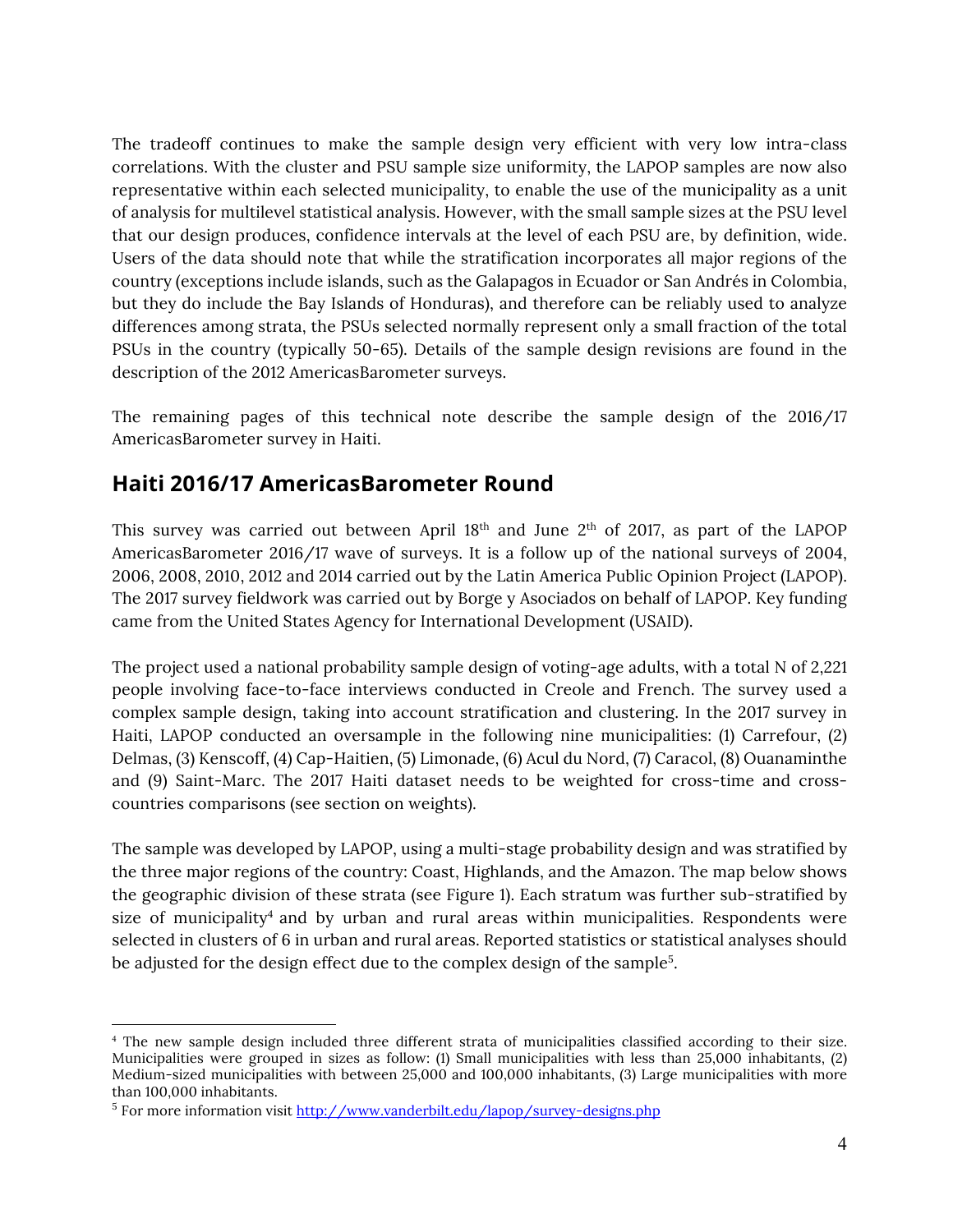The tradeoff continues to make the sample design very efficient with very low intra-class correlations. With the cluster and PSU sample size uniformity, the LAPOP samples are now also representative within each selected municipality, to enable the use of the municipality as a unit of analysis for multilevel statistical analysis. However, with the small sample sizes at the PSU level that our design produces, confidence intervals at the level of each PSU are, by definition, wide. Users of the data should note that while the stratification incorporates all major regions of the country (exceptions include islands, such as the Galapagos in Ecuador or San Andrés in Colombia, but they do include the Bay Islands of Honduras), and therefore can be reliably used to analyze differences among strata, the PSUs selected normally represent only a small fraction of the total PSUs in the country (typically 50-65). Details of the sample design revisions are found in the description of the 2012 AmericasBarometer surveys.

The remaining pages of this technical note describe the sample design of the 2016/17 AmericasBarometer survey in Haiti.

## Haiti 2016/17 AmericasBarometer Round

This survey was carried out between April 18th and June 2th of 2017, as part of the LAPOP AmericasBarometer 2016/17 wave of surveys. It is a follow up of the national surveys of 2004, 2006, 2008, 2010, 2012 and 2014 carried out by the Latin America Public Opinion Project (LAPOP). The 2017 survey fieldwork was carried out by Borge y Asociados on behalf of LAPOP. Key funding came from the United States Agency for International Development (USAID).

The project used a national probability sample design of voting-age adults, with a total N of 2,221 people involving face-to-face interviews conducted in Creole and French. The survey used a complex sample design, taking into account stratification and clustering. In the 2017 survey in Haiti, LAPOP conducted an oversample in the following nine municipalities: (1) Carrefour, (2) Delmas, (3) Kenscoff, (4) Cap-Haitien, (5) Limonade, (6) Acul du Nord, (7) Caracol, (8) Ouanaminthe and (9) Saint-Marc. The 2017 Haiti dataset needs to be weighted for cross-time and cross-countries comparisons (see section on weights).

The sample was developed by LAPOP, using a multi-stage probability design and was stratified by the three major regions of the country: Coast, Highlands, and the Amazon. The map below shows the geographic division of these strata (see Figure 1). Each stratum was further sub-stratified by size of municipality[4] and by urban and rural areas within municipalities. Respondents were selected in clusters of 6 in urban and rural areas. Reported statistics or statistical analyses should be adjusted for the design effect due to the complex design of the sample[5].

---

[4] The new sample design included three different strata of municipalities classified according to their size. Municipalities were grouped in sizes as follow: (1) Small municipalities with less than 25,000 inhabitants, (2) Medium-sized municipalities with between 25,000 and 100,000 inhabitants, (3) Large municipalities with more than 100,000 inhabitants.

[5] For more information visit http://www.vanderbilt.edu/lapop/survey-designs.php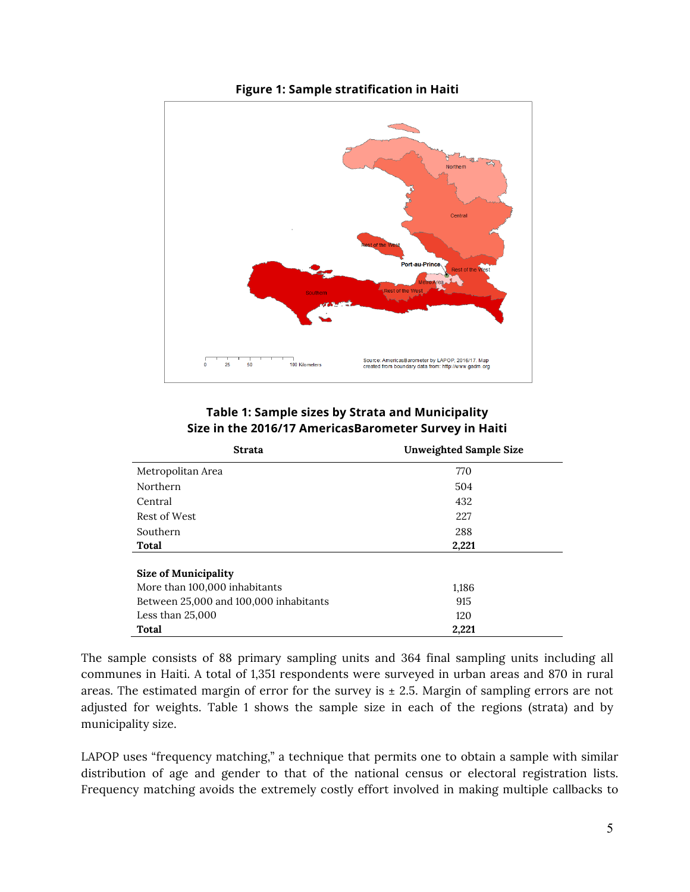**Figure 1: Sample stratification in Haiti**

**Table 1: Sample sizes by Strata and Municipality Size in the 2016/17 AmericasBarometer Survey in Haiti**

| Strata | Unweighted Sample Size |
|---|---|
| Metropolitan Area | 770 |
| Northern | 504 |
| Central | 432 |
| Rest of West | 227 |
| Southern | 288 |
| **Total** | **2,221** |
| | |
| **Size of Municipality** | |
| More than 100,000 inhabitants | 1,186 |
| Between 25,000 and 100,000 inhabitants | 915 |
| Less than 25,000 | 120 |
| **Total** | **2,221** |

The sample consists of 88 primary sampling units and 364 final sampling units including all communes in Haiti. A total of 1,351 respondents were surveyed in urban areas and 870 in rural areas. The estimated margin of error for the survey is ± 2.5. Margin of sampling errors are not adjusted for weights. Table 1 shows the sample size in each of the regions (strata) and by municipality size.

LAPOP uses "frequency matching," a technique that permits one to obtain a sample with similar distribution of age and gender to that of the national census or electoral registration lists. Frequency matching avoids the extremely costly effort involved in making multiple callbacks to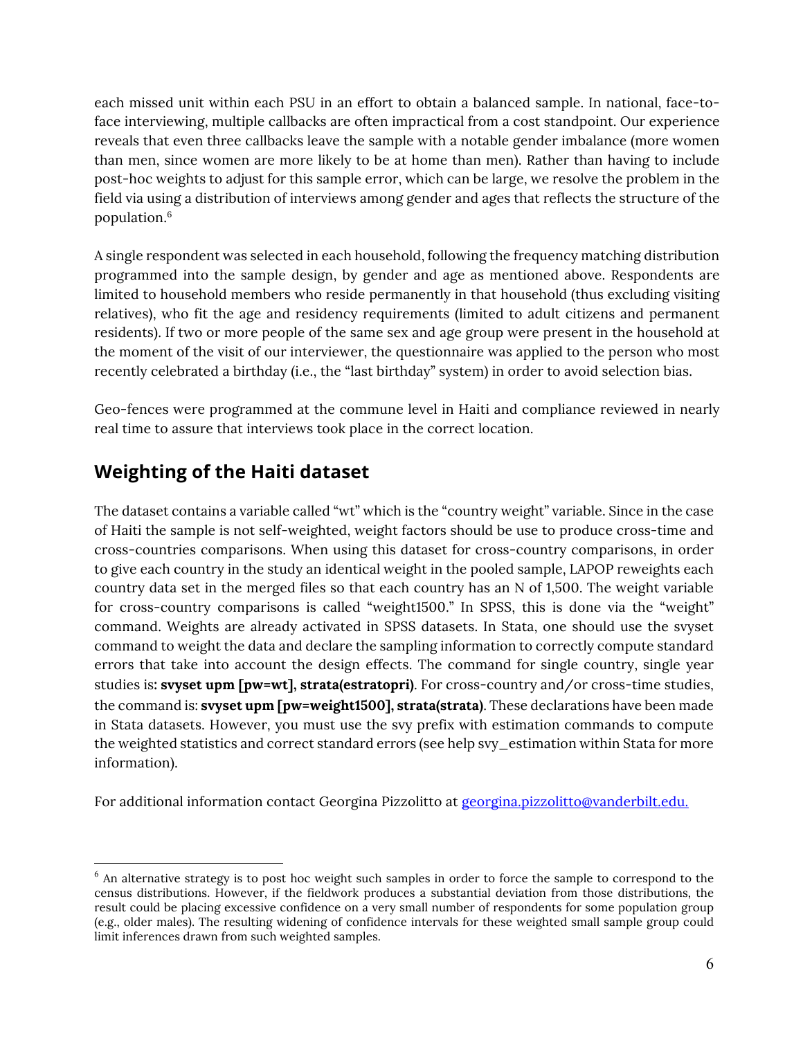each missed unit within each PSU in an effort to obtain a balanced sample. In national, face-to-face interviewing, multiple callbacks are often impractical from a cost standpoint. Our experience reveals that even three callbacks leave the sample with a notable gender imbalance (more women than men, since women are more likely to be at home than men). Rather than having to include post-hoc weights to adjust for this sample error, which can be large, we resolve the problem in the field via using a distribution of interviews among gender and ages that reflects the structure of the population.[6]

A single respondent was selected in each household, following the frequency matching distribution programmed into the sample design, by gender and age as mentioned above. Respondents are limited to household members who reside permanently in that household (thus excluding visiting relatives), who fit the age and residency requirements (limited to adult citizens and permanent residents). If two or more people of the same sex and age group were present in the household at the moment of the visit of our interviewer, the questionnaire was applied to the person who most recently celebrated a birthday (i.e., the "last birthday" system) in order to avoid selection bias.

Geo-fences were programmed at the commune level in Haiti and compliance reviewed in nearly real time to assure that interviews took place in the correct location.

## Weighting of the Haiti dataset

The dataset contains a variable called "wt" which is the "country weight" variable. Since in the case of Haiti the sample is not self-weighted, weight factors should be use to produce cross-time and cross-countries comparisons. When using this dataset for cross-country comparisons, in order to give each country in the study an identical weight in the pooled sample, LAPOP reweights each country data set in the merged files so that each country has an N of 1,500. The weight variable for cross-country comparisons is called "weight1500." In SPSS, this is done via the "weight" command. Weights are already activated in SPSS datasets. In Stata, one should use the svyset command to weight the data and declare the sampling information to correctly compute standard errors that take into account the design effects. The command for single country, single year studies is**: svyset upm [pw=wt], strata(estratopri)**. For cross-country and/or cross-time studies, the command is: **svyset upm [pw=weight1500], strata(strata)**. These declarations have been made in Stata datasets. However, you must use the svy prefix with estimation commands to compute the weighted statistics and correct standard errors (see help svy_estimation within Stata for more information).

For additional information contact Georgina Pizzolitto at georgina.pizzolitto@vanderbilt.edu.

[6] An alternative strategy is to post hoc weight such samples in order to force the sample to correspond to the census distributions. However, if the fieldwork produces a substantial deviation from those distributions, the result could be placing excessive confidence on a very small number of respondents for some population group (e.g., older males). The resulting widening of confidence intervals for these weighted small sample group could limit inferences drawn from such weighted samples.